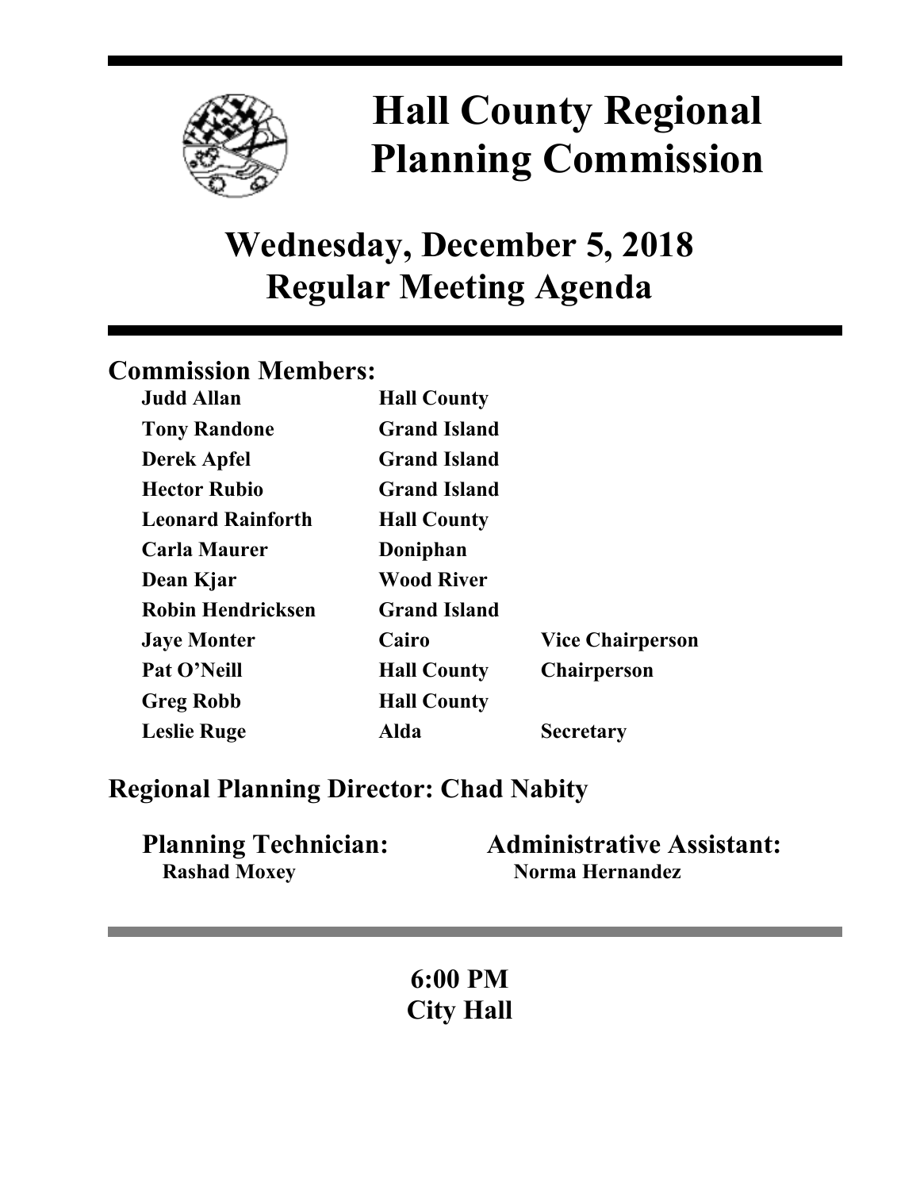# Hall County Regional Planning Commission

## Wednesday, December 5, 2018
## Regular Meeting Agenda

### Commission Members:

| | | |
|---|---|---|
| **Judd Allan** | **Hall County** | |
| **Tony Randone** | **Grand Island** | |
| **Derek Apfel** | **Grand Island** | |
| **Hector Rubio** | **Grand Island** | |
| **Leonard Rainforth** | **Hall County** | |
| **Carla Maurer** | **Doniphan** | |
| **Dean Kjar** | **Wood River** | |
| **Robin Hendricksen** | **Grand Island** | |
| **Jaye Monter** | **Cairo** | **Vice Chairperson** |
| **Pat O'Neill** | **Hall County** | **Chairperson** |
| **Greg Robb** | **Hall County** | |
| **Leslie Ruge** | **Alda** | **Secretary** |

### Regional Planning Director: Chad Nabity

**Planning Technician:**
**Rashad Moxey**

**Administrative Assistant:**
**Norma Hernandez**

---

**6:00 PM**
**City Hall**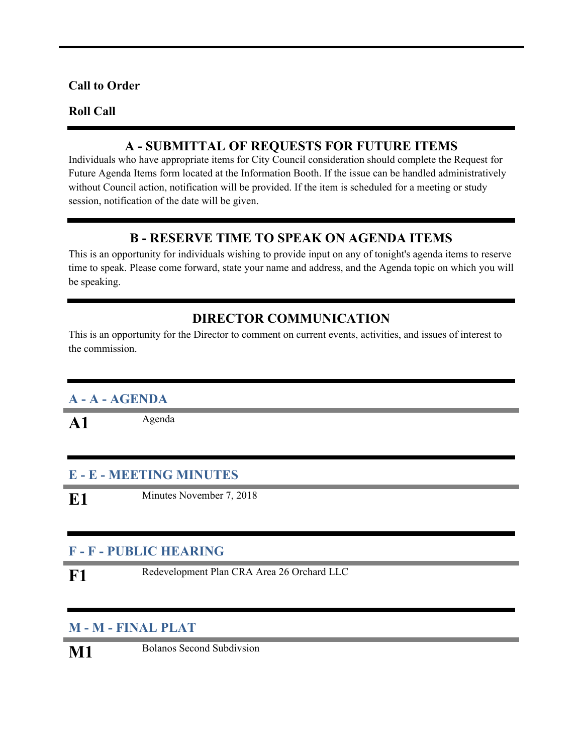**Call to Order**

**Roll Call**

## A - SUBMITTAL OF REQUESTS FOR FUTURE ITEMS

Individuals who have appropriate items for City Council consideration should complete the Request for Future Agenda Items form located at the Information Booth. If the issue can be handled administratively without Council action, notification will be provided. If the item is scheduled for a meeting or study session, notification of the date will be given.

## B - RESERVE TIME TO SPEAK ON AGENDA ITEMS

This is an opportunity for individuals wishing to provide input on any of tonight's agenda items to reserve time to speak. Please come forward, state your name and address, and the Agenda topic on which you will be speaking.

## DIRECTOR COMMUNICATION

This is an opportunity for the Director to comment on current events, activities, and issues of interest to the commission.

### A - A - AGENDA

**A1** Agenda

### E - E - MEETING MINUTES

**E1** Minutes November 7, 2018

### F - F - PUBLIC HEARING

**F1** Redevelopment Plan CRA Area 26 Orchard LLC

### M - M - FINAL PLAT

**M1** Bolanos Second Subdivsion